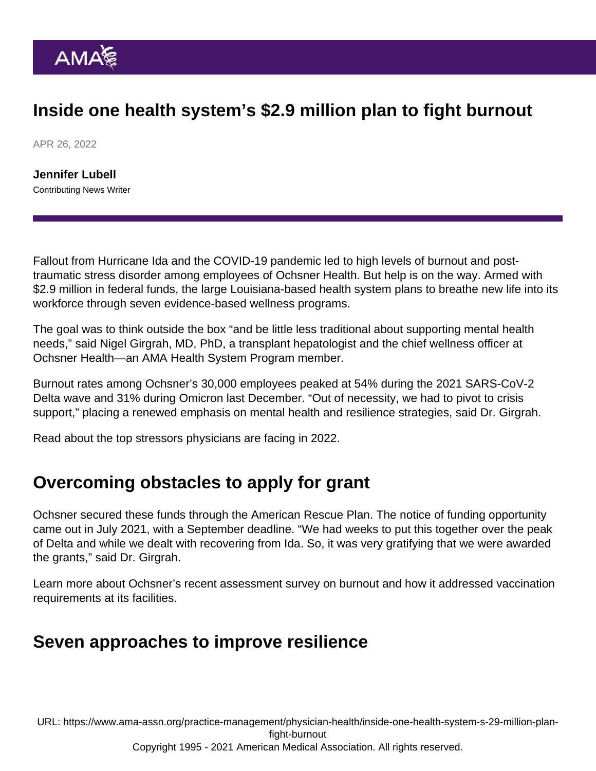# Inside one health system's $2.9 million plan to fight burnout

APR 26, 2022

**Jennifer Lubell**
Contributing News Writer

Fallout from Hurricane Ida and the COVID-19 pandemic led to high levels of burnout and post-traumatic stress disorder among employees of Ochsner Health. But help is on the way. Armed with $2.9 million in federal funds, the large Louisiana-based health system plans to breathe new life into its workforce through seven evidence-based wellness programs.

The goal was to think outside the box "and be little less traditional about supporting mental health needs," said Nigel Girgrah, MD, PhD, a transplant hepatologist and the chief wellness officer at Ochsner Health—an AMA Health System Program member.

Burnout rates among Ochsner's 30,000 employees peaked at 54% during the 2021 SARS-CoV-2 Delta wave and 31% during Omicron last December. "Out of necessity, we had to pivot to crisis support," placing a renewed emphasis on mental health and resilience strategies, said Dr. Girgrah.

Read about the top stressors physicians are facing in 2022.

## Overcoming obstacles to apply for grant

Ochsner secured these funds through the American Rescue Plan. The notice of funding opportunity came out in July 2021, with a September deadline. "We had weeks to put this together over the peak of Delta and while we dealt with recovering from Ida. So, it was very gratifying that we were awarded the grants," said Dr. Girgrah.

Learn more about Ochsner's recent assessment survey on burnout and how it addressed vaccination requirements at its facilities.

## Seven approaches to improve resilience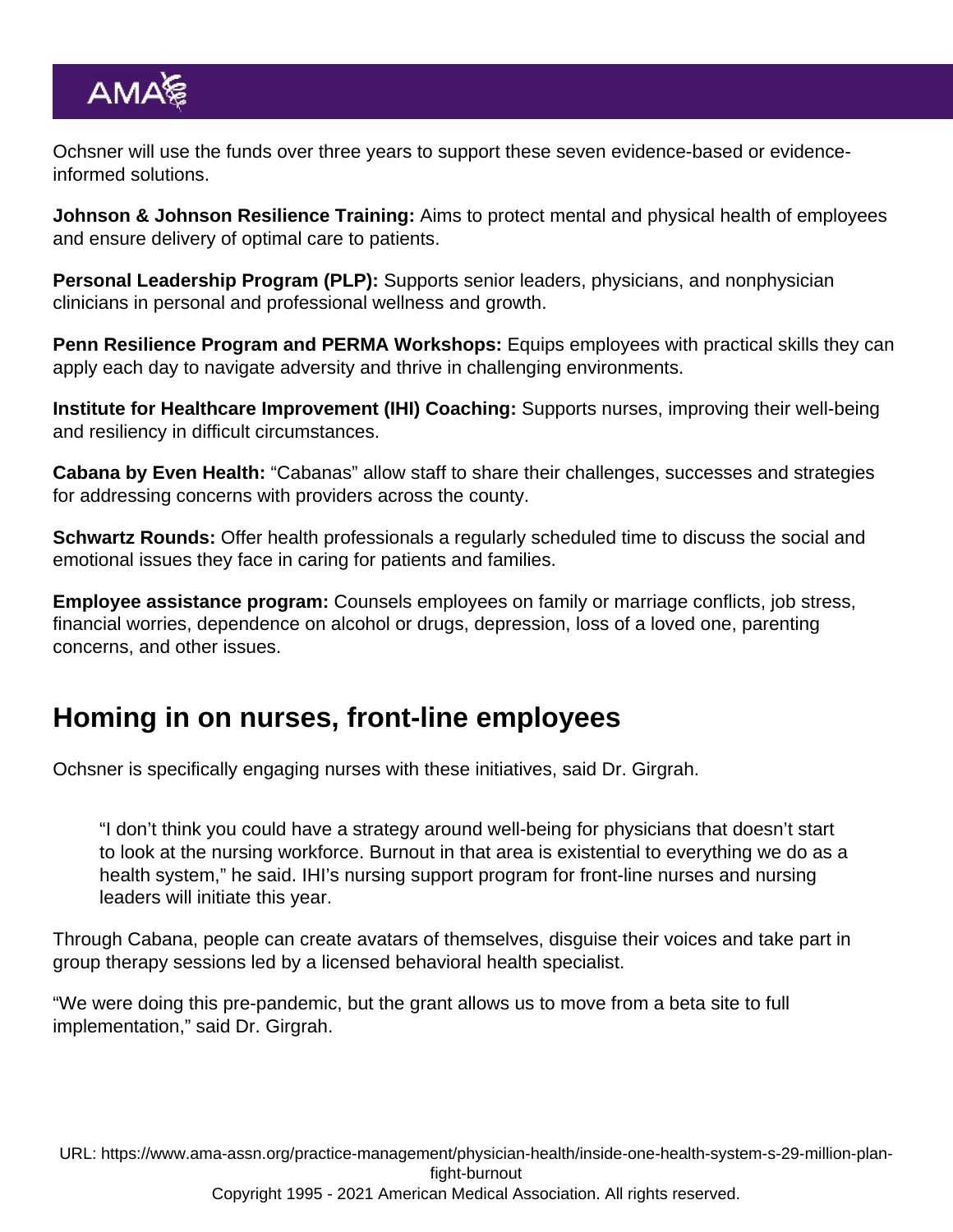Ochsner will use the funds over three years to support these seven evidence-based or evidence-informed solutions.

**Johnson & Johnson Resilience Training:** Aims to protect mental and physical health of employees and ensure delivery of optimal care to patients.

**Personal Leadership Program (PLP):** Supports senior leaders, physicians, and nonphysician clinicians in personal and professional wellness and growth.

**Penn Resilience Program and PERMA Workshops:** Equips employees with practical skills they can apply each day to navigate adversity and thrive in challenging environments.

**Institute for Healthcare Improvement (IHI) Coaching:** Supports nurses, improving their well-being and resiliency in difficult circumstances.

**Cabana by Even Health:** "Cabanas" allow staff to share their challenges, successes and strategies for addressing concerns with providers across the county.

**Schwartz Rounds:** Offer health professionals a regularly scheduled time to discuss the social and emotional issues they face in caring for patients and families.

**Employee assistance program:** Counsels employees on family or marriage conflicts, job stress, financial worries, dependence on alcohol or drugs, depression, loss of a loved one, parenting concerns, and other issues.

## Homing in on nurses, front-line employees

Ochsner is specifically engaging nurses with these initiatives, said Dr. Girgrah.

> "I don't think you could have a strategy around well-being for physicians that doesn't start to look at the nursing workforce. Burnout in that area is existential to everything we do as a health system," he said. IHI's nursing support program for front-line nurses and nursing leaders will initiate this year.

Through Cabana, people can create avatars of themselves, disguise their voices and take part in group therapy sessions led by a licensed behavioral health specialist.

"We were doing this pre-pandemic, but the grant allows us to move from a beta site to full implementation," said Dr. Girgrah.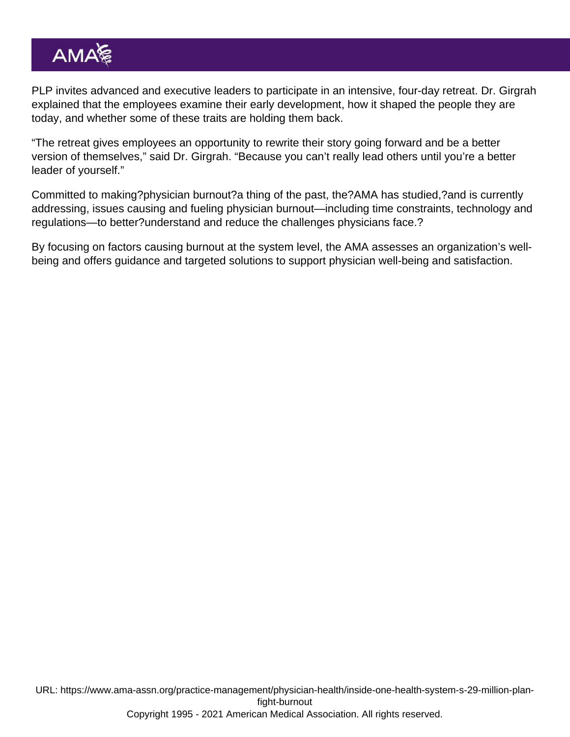PLP invites advanced and executive leaders to participate in an intensive, four-day retreat. Dr. Girgrah explained that the employees examine their early development, how it shaped the people they are today, and whether some of these traits are holding them back.

“The retreat gives employees an opportunity to rewrite their story going forward and be a better version of themselves,” said Dr. Girgrah. “Because you can’t really lead others until you’re a better leader of yourself.”

Committed to making?physician burnout?a thing of the past, the?AMA has studied,?and is currently addressing, issues causing and fueling physician burnout—including time constraints, technology and regulations—to better?understand and reduce the challenges physicians face.?

By focusing on factors causing burnout at the system level, the AMA assesses an organization’s well-being and offers guidance and targeted solutions to support physician well-being and satisfaction.